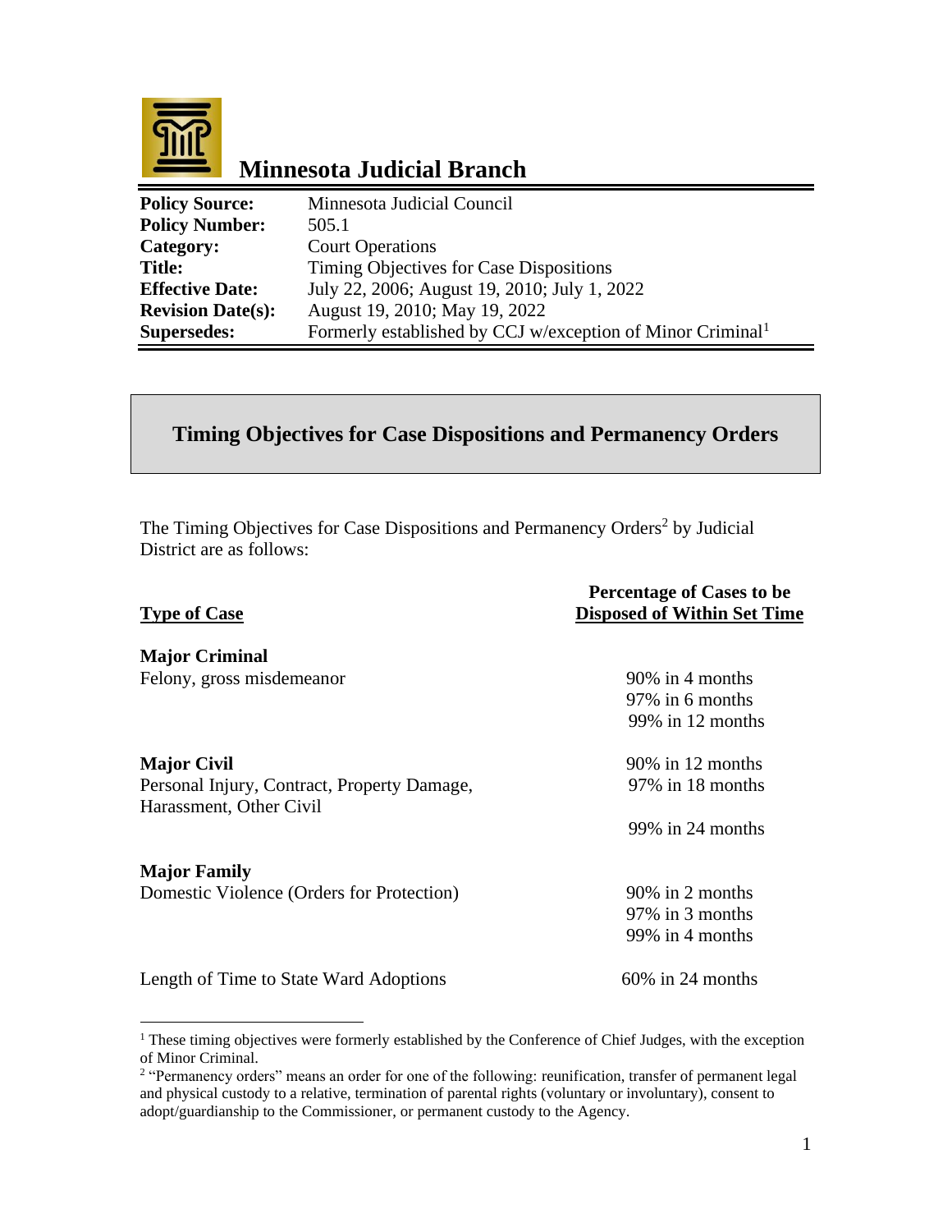# Minnesota Judicial Branch

| | |
|---|---|
| **Policy Source:** | Minnesota Judicial Council |
| **Policy Number:** | 505.1 |
| **Category:** | Court Operations |
| **Title:** | Timing Objectives for Case Dispositions |
| **Effective Date:** | July 22, 2006; August 19, 2010; July 1, 2022 |
| **Revision Date(s):** | August 19, 2010; May 19, 2022 |
| **Supersedes:** | Formerly established by CCJ w/exception of Minor Criminal[1] |

## Timing Objectives for Case Dispositions and Permanency Orders

The Timing Objectives for Case Dispositions and Permanency Orders[2] by Judicial District are as follows:

| Type of Case | Percentage of Cases to be Disposed of Within Set Time |
|---|---|
| **Major Criminal** | |
| Felony, gross misdemeanor | 90% in 4 months<br>97% in 6 months<br>99% in 12 months |
| **Major Civil** | |
| Personal Injury, Contract, Property Damage, Harassment, Other Civil | 90% in 12 months<br>97% in 18 months<br>99% in 24 months |
| **Major Family** | |
| Domestic Violence (Orders for Protection) | 90% in 2 months<br>97% in 3 months<br>99% in 4 months |
| Length of Time to State Ward Adoptions | 60% in 24 months |

[1] These timing objectives were formerly established by the Conference of Chief Judges, with the exception of Minor Criminal.

[2] "Permanency orders" means an order for one of the following: reunification, transfer of permanent legal and physical custody to a relative, termination of parental rights (voluntary or involuntary), consent to adopt/guardianship to the Commissioner, or permanent custody to the Agency.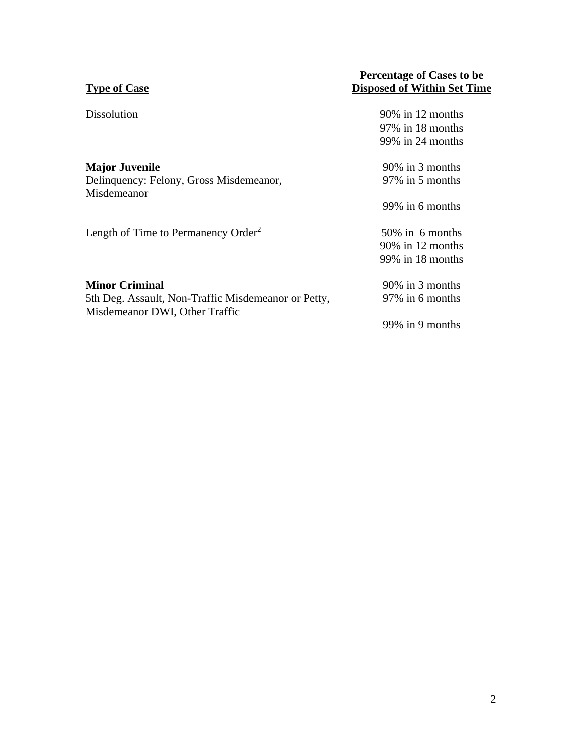| Type of Case | Percentage of Cases to be Disposed of Within Set Time |
|---|---|
| Dissolution | 90% in 12 months<br>97% in 18 months<br>99% in 24 months |
| **Major Juvenile**<br>Delinquency: Felony, Gross Misdemeanor, Misdemeanor | 90% in 3 months<br>97% in 5 months<br>99% in 6 months |
| Length of Time to Permanency Order[2] | 50% in 6 months<br>90% in 12 months<br>99% in 18 months |
| **Minor Criminal**<br>5th Deg. Assault, Non-Traffic Misdemeanor or Petty, Misdemeanor DWI, Other Traffic | 90% in 3 months<br>97% in 6 months<br>99% in 9 months |